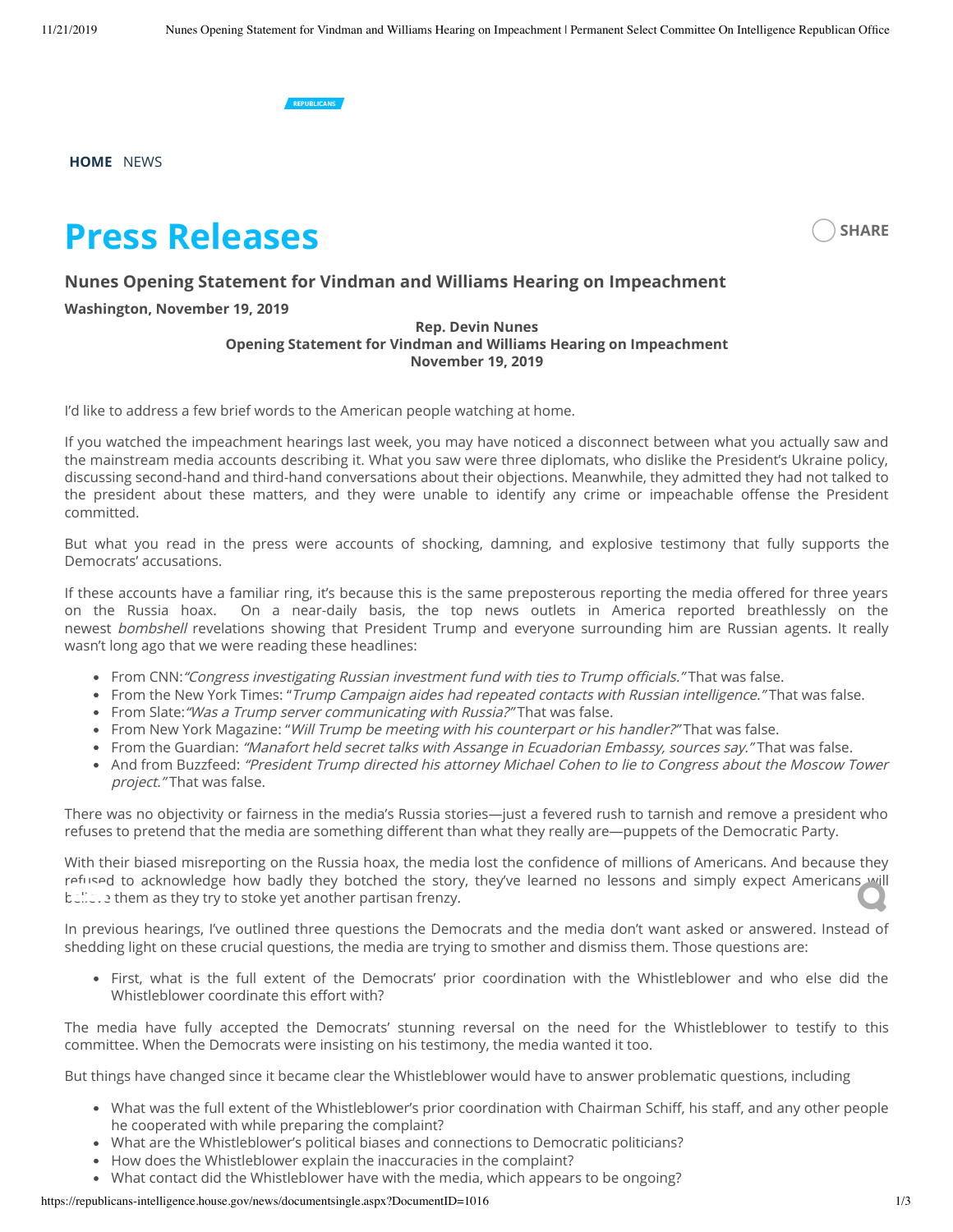REPUBLICANS

**HOME** NEWS

# Press Releases

SHARE

## Nunes Opening Statement for Vindman and Williams Hearing on Impeachment

**Washington, November 19, 2019**

**Rep. Devin Nunes**
**Opening Statement for Vindman and Williams Hearing on Impeachment**
**November 19, 2019**

I'd like to address a few brief words to the American people watching at home.

If you watched the impeachment hearings last week, you may have noticed a disconnect between what you actually saw and the mainstream media accounts describing it. What you saw were three diplomats, who dislike the President's Ukraine policy, discussing second-hand and third-hand conversations about their objections. Meanwhile, they admitted they had not talked to the president about these matters, and they were unable to identify any crime or impeachable offense the President committed.

But what you read in the press were accounts of shocking, damning, and explosive testimony that fully supports the Democrats' accusations.

If these accounts have a familiar ring, it's because this is the same preposterous reporting the media offered for three years on the Russia hoax. On a near-daily basis, the top news outlets in America reported breathlessly on the newest *bombshell* revelations showing that President Trump and everyone surrounding him are Russian agents. It really wasn't long ago that we were reading these headlines:

- From CNN:*"Congress investigating Russian investment fund with ties to Trump officials."* That was false.
- From the New York Times: "*Trump Campaign aides had repeated contacts with Russian intelligence."* That was false.
- From Slate:*"Was a Trump server communicating with Russia?"* That was false.
- From New York Magazine: "*Will Trump be meeting with his counterpart or his handler?"* That was false.
- From the Guardian: *"Manafort held secret talks with Assange in Ecuadorian Embassy, sources say."* That was false.
- And from Buzzfeed: *"President Trump directed his attorney Michael Cohen to lie to Congress about the Moscow Tower project."* That was false.

There was no objectivity or fairness in the media's Russia stories—just a fevered rush to tarnish and remove a president who refuses to pretend that the media are something different than what they really are—puppets of the Democratic Party.

With their biased misreporting on the Russia hoax, the media lost the confidence of millions of Americans. And because they refused to acknowledge how badly they botched the story, they've learned no lessons and simply expect Americans will believe them as they try to stoke yet another partisan frenzy.

In previous hearings, I've outlined three questions the Democrats and the media don't want asked or answered. Instead of shedding light on these crucial questions, the media are trying to smother and dismiss them. Those questions are:

- First, what is the full extent of the Democrats' prior coordination with the Whistleblower and who else did the Whistleblower coordinate this effort with?

The media have fully accepted the Democrats' stunning reversal on the need for the Whistleblower to testify to this committee. When the Democrats were insisting on his testimony, the media wanted it too.

But things have changed since it became clear the Whistleblower would have to answer problematic questions, including

- What was the full extent of the Whistleblower's prior coordination with Chairman Schiff, his staff, and any other people he cooperated with while preparing the complaint?
- What are the Whistleblower's political biases and connections to Democratic politicians?
- How does the Whistleblower explain the inaccuracies in the complaint?
- What contact did the Whistleblower have with the media, which appears to be ongoing?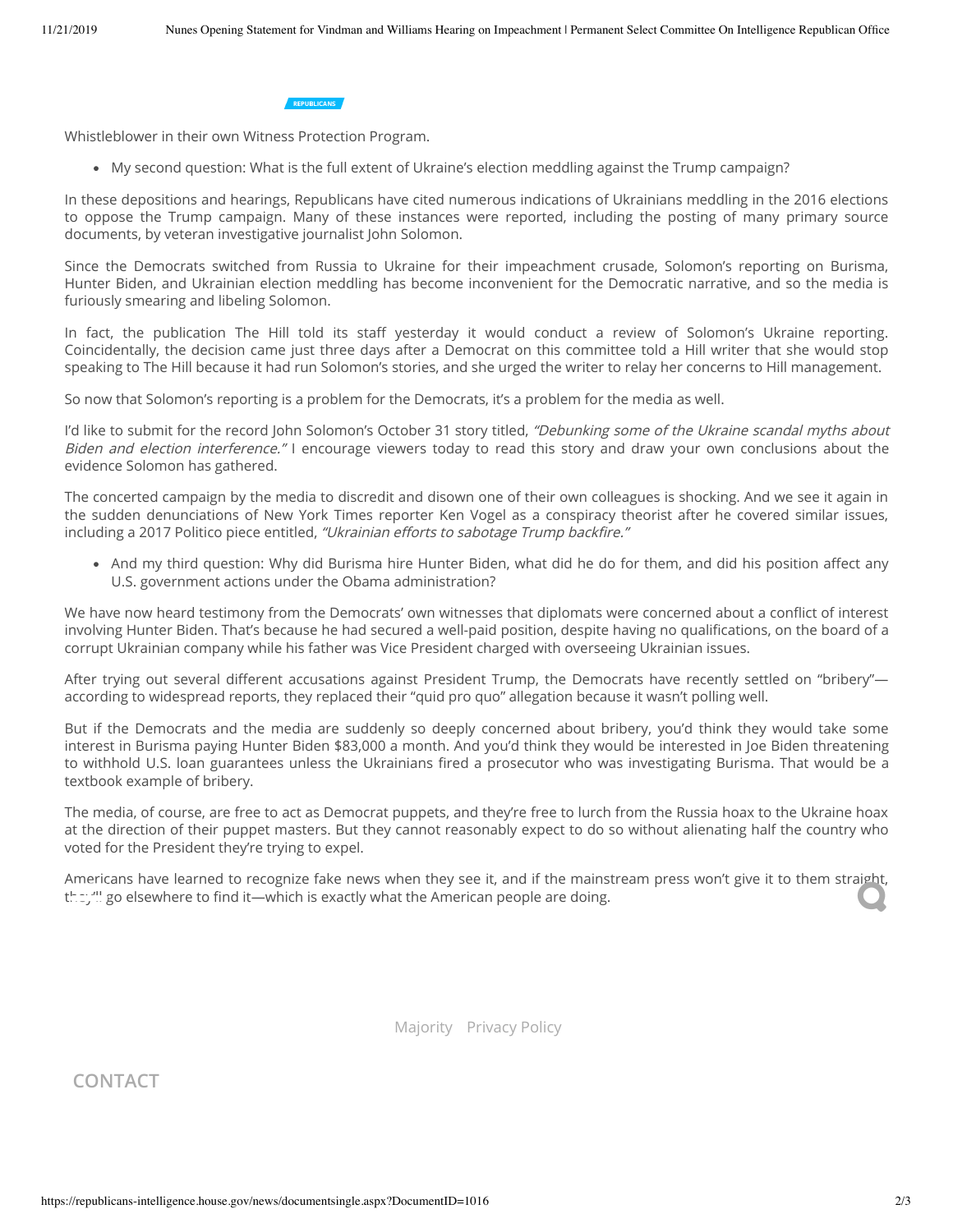REPUBLICANS

Whistleblower in their own Witness Protection Program.

- My second question: What is the full extent of Ukraine's election meddling against the Trump campaign?

In these depositions and hearings, Republicans have cited numerous indications of Ukrainians meddling in the 2016 elections to oppose the Trump campaign. Many of these instances were reported, including the posting of many primary source documents, by veteran investigative journalist John Solomon.

Since the Democrats switched from Russia to Ukraine for their impeachment crusade, Solomon's reporting on Burisma, Hunter Biden, and Ukrainian election meddling has become inconvenient for the Democratic narrative, and so the media is furiously smearing and libeling Solomon.

In fact, the publication The Hill told its staff yesterday it would conduct a review of Solomon's Ukraine reporting. Coincidentally, the decision came just three days after a Democrat on this committee told a Hill writer that she would stop speaking to The Hill because it had run Solomon's stories, and she urged the writer to relay her concerns to Hill management.

So now that Solomon's reporting is a problem for the Democrats, it's a problem for the media as well.

I'd like to submit for the record John Solomon's October 31 story titled, *"Debunking some of the Ukraine scandal myths about Biden and election interference."* I encourage viewers today to read this story and draw your own conclusions about the evidence Solomon has gathered.

The concerted campaign by the media to discredit and disown one of their own colleagues is shocking. And we see it again in the sudden denunciations of New York Times reporter Ken Vogel as a conspiracy theorist after he covered similar issues, including a 2017 Politico piece entitled, *"Ukrainian efforts to sabotage Trump backfire."*

- And my third question: Why did Burisma hire Hunter Biden, what did he do for them, and did his position affect any U.S. government actions under the Obama administration?

We have now heard testimony from the Democrats' own witnesses that diplomats were concerned about a conflict of interest involving Hunter Biden. That's because he had secured a well-paid position, despite having no qualifications, on the board of a corrupt Ukrainian company while his father was Vice President charged with overseeing Ukrainian issues.

After trying out several different accusations against President Trump, the Democrats have recently settled on "bribery"—according to widespread reports, they replaced their "quid pro quo" allegation because it wasn't polling well.

But if the Democrats and the media are suddenly so deeply concerned about bribery, you'd think they would take some interest in Burisma paying Hunter Biden $83,000 a month. And you'd think they would be interested in Joe Biden threatening to withhold U.S. loan guarantees unless the Ukrainians fired a prosecutor who was investigating Burisma. That would be a textbook example of bribery.

The media, of course, are free to act as Democrat puppets, and they're free to lurch from the Russia hoax to the Ukraine hoax at the direction of their puppet masters. But they cannot reasonably expect to do so without alienating half the country who voted for the President they're trying to expel.

Americans have learned to recognize fake news when they see it, and if the mainstream press won't give it to them straight, they'll go elsewhere to find it—which is exactly what the American people are doing.

Majority Privacy Policy

CONTACT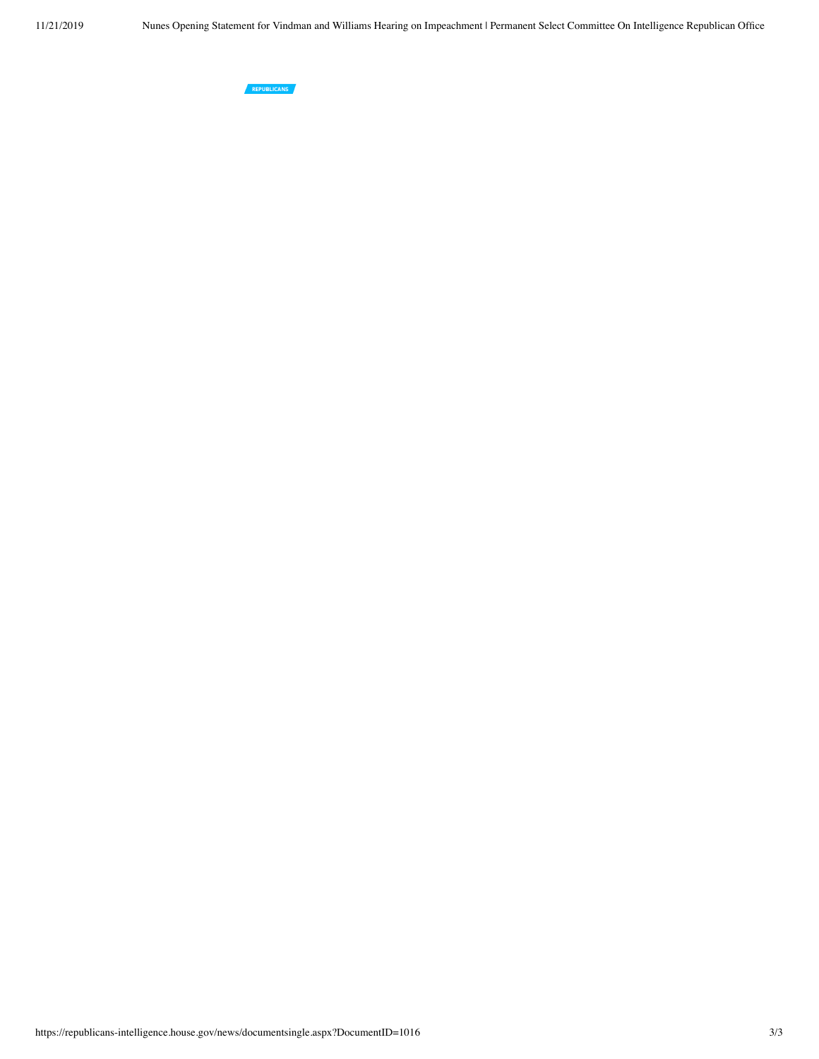REPUBLICANS